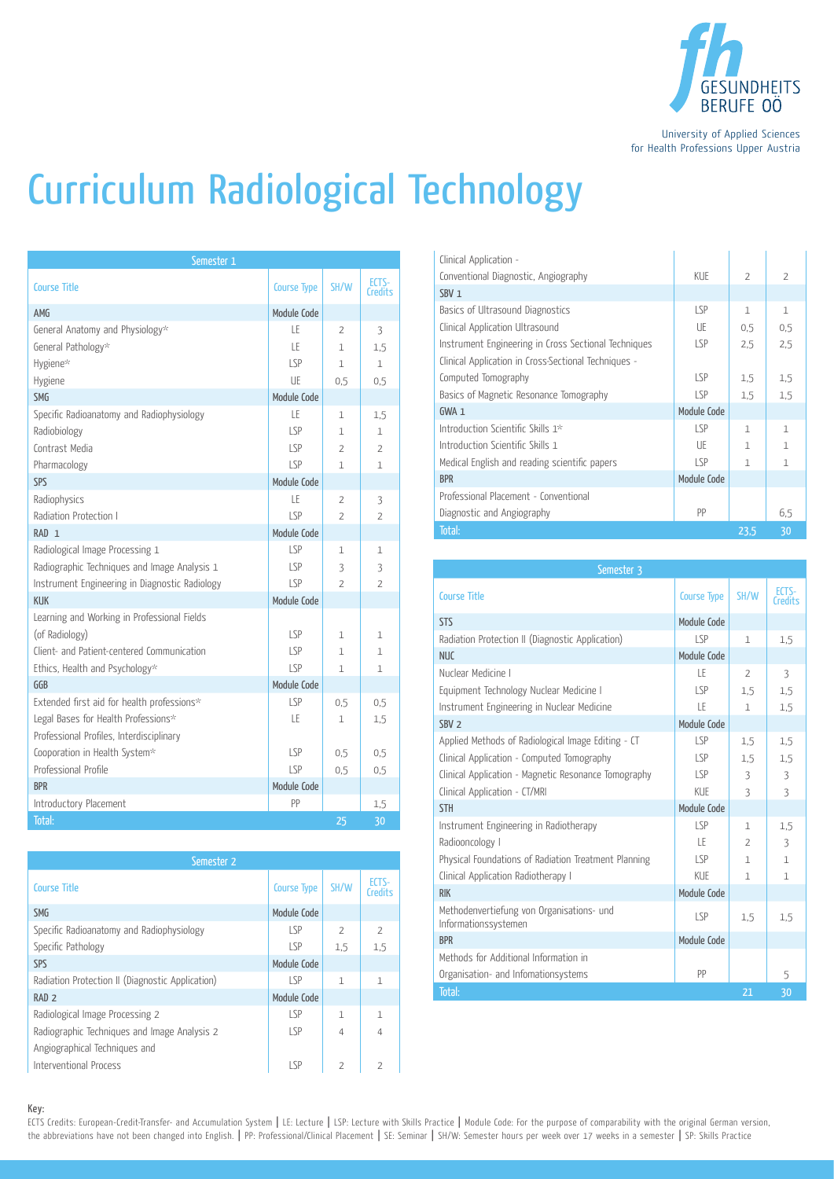University of Applied Sciences for Health Professions Upper Austria

# Curriculum Radiological Technology

| Semester 1 | | | |
|---|---|---|---|
| Course Title | Course Type | SH/W | ECTS-Credits |
| AMG | Module Code | | |
| General Anatomy and Physiology* | LE | 2 | 3 |
| General Pathology* | LE | 1 | 1,5 |
| Hygiene* | LSP | 1 | 1 |
| Hygiene | UE | 0,5 | 0,5 |
| SMG | Module Code | | |
| Specific Radioanatomy and Radiophysiology | LE | 1 | 1,5 |
| Radiobiology | LSP | 1 | 1 |
| Contrast Media | LSP | 2 | 2 |
| Pharmacology | LSP | 1 | 1 |
| SPS | Module Code | | |
| Radiophysics | LE | 2 | 3 |
| Radiation Protection I | LSP | 2 | 2 |
| RAD 1 | Module Code | | |
| Radiological Image Processing 1 | LSP | 1 | 1 |
| Radiographic Techniques and Image Analysis 1 | LSP | 3 | 3 |
| Instrument Engineering in Diagnostic Radiology | LSP | 2 | 2 |
| KUK | Module Code | | |
| Learning and Working in Professional Fields (of Radiology) | LSP | 1 | 1 |
| Client- and Patient-centered Communication | LSP | 1 | 1 |
| Ethics, Health and Psychology* | LSP | 1 | 1 |
| GGB | Module Code | | |
| Extended first aid for health professions* | LSP | 0,5 | 0,5 |
| Legal Bases for Health Professions* | LE | 1 | 1,5 |
| Professional Profiles, Interdisciplinary Cooporation in Health System* | LSP | 0,5 | 0,5 |
| Professional Profile | LSP | 0,5 | 0,5 |
| BPR | Module Code | | |
| Introductory Placement | PP | | 1,5 |
| Total: | | 25 | 30 |

| Semester 2 | | | |
|---|---|---|---|
| Course Title | Course Type | SH/W | ECTS-Credits |
| SMG | Module Code | | |
| Specific Radioanatomy and Radiophysiology | LSP | 2 | 2 |
| Specific Pathology | LSP | 1,5 | 1,5 |
| SPS | Module Code | | |
| Radiation Protection II (Diagnostic Application) | LSP | 1 | 1 |
| RAD 2 | Module Code | | |
| Radiological Image Processing 2 | LSP | 1 | 1 |
| Radiographic Techniques and Image Analysis 2 | LSP | 4 | 4 |
| Angiographical Techniques and Interventional Process | LSP | 2 | 2 |
| Clinical Application - Conventional Diagnostic, Angiography | KUE | 2 | 2 |
| SBV 1 | | | |
| Basics of Ultrasound Diagnostics | LSP | 1 | 1 |
| Clinical Application Ultrasound | UE | 0,5 | 0,5 |
| Instrument Engineering in Cross Sectional Techniques | LSP | 2,5 | 2,5 |
| Clinical Application in Cross-Sectional Techniques - Computed Tomography | LSP | 1,5 | 1,5 |
| Basics of Magnetic Resonance Tomography | LSP | 1,5 | 1,5 |
| GWA 1 | Module Code | | |
| Introduction Scientific Skills 1* | LSP | 1 | 1 |
| Introduction Scientific Skills 1 | UE | 1 | 1 |
| Medical English and reading scientific papers | LSP | 1 | 1 |
| BPR | Module Code | | |
| Professional Placement - Conventional Diagnostic and Angiography | PP | | 6,5 |
| Total: | | 23,5 | 30 |

| Semester 3 | | | |
|---|---|---|---|
| Course Title | Course Type | SH/W | ECTS-Credits |
| STS | Module Code | | |
| Radiation Protection II (Diagnostic Application) | LSP | 1 | 1,5 |
| NUC | Module Code | | |
| Nuclear Medicine I | LE | 2 | 3 |
| Equipment Technology Nuclear Medicine I | LSP | 1,5 | 1,5 |
| Instrument Engineering in Nuclear Medicine | LE | 1 | 1,5 |
| SBV 2 | Module Code | | |
| Applied Methods of Radiological Image Editing - CT | LSP | 1,5 | 1,5 |
| Clinical Application - Computed Tomography | LSP | 1,5 | 1,5 |
| Clinical Application - Magnetic Resonance Tomography | LSP | 3 | 3 |
| Clinical Application - CT/MRI | KUE | 3 | 3 |
| STH | Module Code | | |
| Instrument Engineering in Radiotherapy | LSP | 1 | 1,5 |
| Radiooncology I | LE | 2 | 3 |
| Physical Foundations of Radiation Treatment Planning | LSP | 1 | 1 |
| Clinical Application Radiotherapy I | KUE | 1 | 1 |
| RIK | Module Code | | |
| Methodenvertiefung von Organisations- und Informationssystemen | LSP | 1,5 | 1,5 |
| BPR | Module Code | | |
| Methods for Additional Information in Organisation- and Infomationsystems | PP | | 5 |
| Total: | | 21 | 30 |

**Key:**
ECTS Credits: European-Credit-Transfer- and Accumulation System | LE: Lecture | LSP: Lecture with Skills Practice | Module Code: For the purpose of comparability with the original German version, the abbreviations have not been changed into English. | PP: Professional/Clinical Placement | SE: Seminar | SH/W: Semester hours per week over 17 weeks in a semester | SP: Skills Practice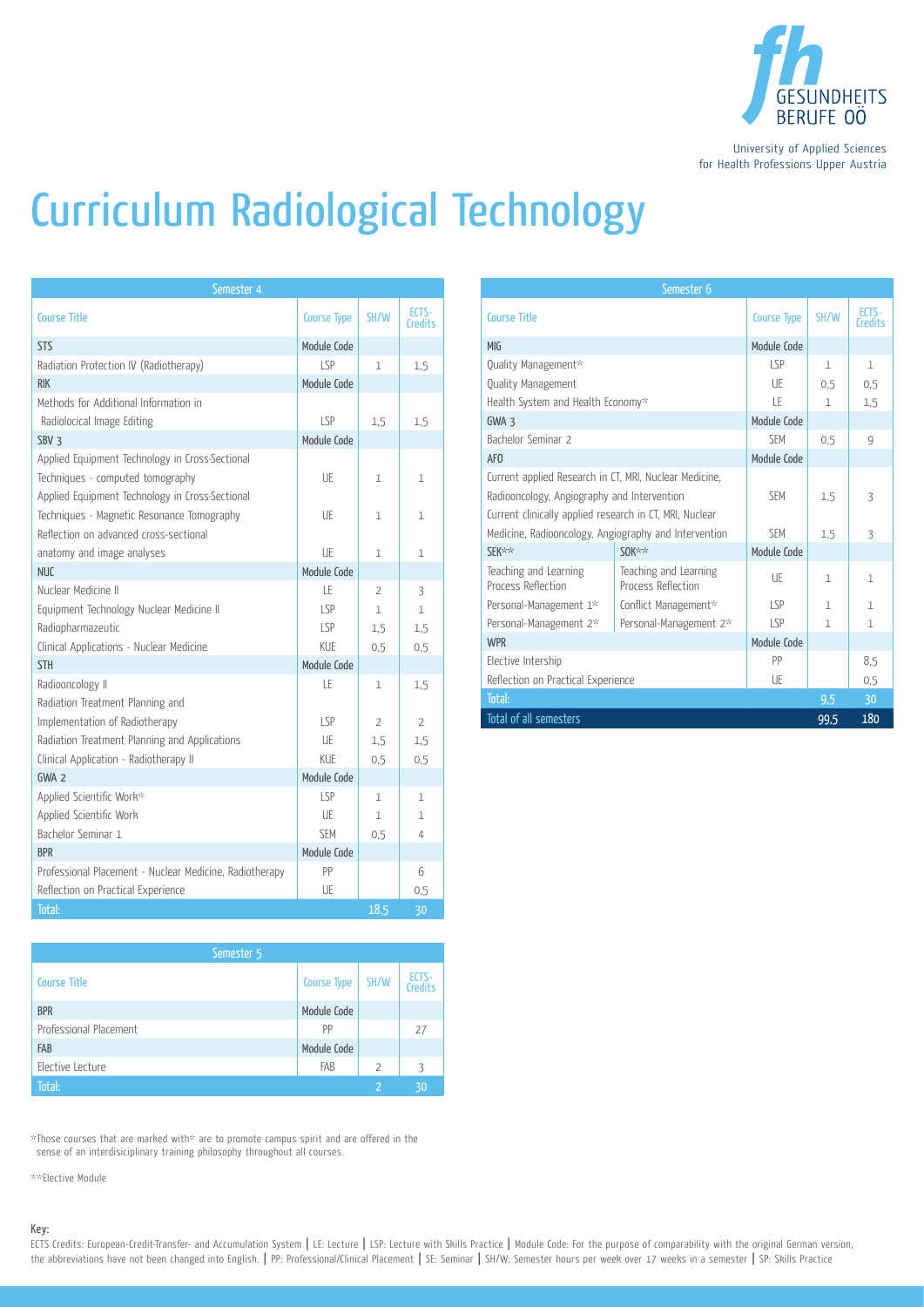University of Applied Sciences
for Health Professions Upper Austria

# Curriculum Radiological Technology

| Semester 4 | | | |
|---|---|---|---|
| Course Title | Course Type | SH/W | ECTS-Credits |
| STS | Module Code | | |
| Radiation Protection IV (Radiotherapy) | LSP | 1 | 1,5 |
| RIK | Module Code | | |
| Methods for Additional Information in Radiolocical Image Editing | LSP | 1,5 | 1,5 |
| SBV 3 | Module Code | | |
| Applied Equipment Technology in Cross-Sectional Techniques - computed tomography | UE | 1 | 1 |
| Applied Equipment Technology in Cross-Sectional Techniques - Magnetic Resonance Tomography | UE | 1 | 1 |
| Reflection on advanced cross-sectional anatomy and image analyses | UE | 1 | 1 |
| NUC | Module Code | | |
| Nuclear Medicine II | LE | 2 | 3 |
| Equipment Technology Nuclear Medicine II | LSP | 1 | 1 |
| Radiopharmazeutic | LSP | 1,5 | 1,5 |
| Clinical Applications - Nuclear Medicine | KUE | 0,5 | 0,5 |
| STH | Module Code | | |
| Radiooncology II | LE | 1 | 1,5 |
| Radiation Treatment Planning and Implementation of Radiotherapy | LSP | 2 | 2 |
| Radiation Treatment Planning and Applications | UE | 1,5 | 1,5 |
| Clinical Application - Radiotherapy II | KUE | 0,5 | 0,5 |
| GWA 2 | Module Code | | |
| Applied Scientific Work* | LSP | 1 | 1 |
| Applied Scientific Work | UE | 1 | 1 |
| Bachelor Seminar 1 | SEM | 0,5 | 4 |
| BPR | Module Code | | |
| Professional Placement - Nuclear Medicine, Radiotherapy | PP | | 6 |
| Reflection on Practical Experience | UE | | 0,5 |
| Total: | | 18,5 | 30 |

| Semester 5 | | | |
|---|---|---|---|
| Course Title | Course Type | SH/W | ECTS-Credits |
| BPR | Module Code | | |
| Professional Placement | PP | | 27 |
| FAB | Module Code | | |
| Elective Lecture | FAB | 2 | 3 |
| Total: | | 2 | 30 |

| Semester 6 | | | | |
|---|---|---|---|---|
| Course Title | | Course Type | SH/W | ECTS-Credits |
| MIG | | Module Code | | |
| Quality Management* | | LSP | 1 | 1 |
| Quality Management | | UE | 0,5 | 0,5 |
| Health System and Health Economy* | | LE | 1 | 1,5 |
| GWA 3 | | Module Code | | |
| Bachelor Seminar 2 | | SEM | 0,5 | 9 |
| AFO | | Module Code | | |
| Current applied Research in CT, MRI, Nuclear Medicine, Radiooncology, Angiography and Intervention | | SEM | 1,5 | 3 |
| Current clinically applied research in CT, MRI, Nuclear Medicine, Radiooncology, Angiography and Intervention | | SEM | 1,5 | 3 |
| SEK** | SOK** | Module Code | | |
| Teaching and Learning Process Reflection | Teaching and Learning Process Reflection | UE | 1 | 1 |
| Personal-Management 1* | Conflict Management* | LSP | 1 | 1 |
| Personal-Management 2* | Personal-Management 2* | LSP | 1 | 1 |
| WPR | | Module Code | | |
| Elective Intership | | PP | | 8,5 |
| Reflection on Practical Experience | | UE | | 0,5 |
| Total: | | | 9,5 | 30 |
| Total of all semesters | | | 99,5 | 180 |

*Those courses that are marked with* are to promote campus spirit and are offered in the sense of an interdisicplinary training philosophy throughout all courses.

**Elective Module

**Key:**
ECTS Credits: European-Credit-Transfer- and Accumulation System | LE: Lecture | LSP: Lecture with Skills Practice | Module Code: For the purpose of comparability with the original German version, the abbreviations have not been changed into English. | PP: Professional/Clinical Placement | SE: Seminar | SH/W: Semester hours per week over 17 weeks in a semester | SP: Skills Practice